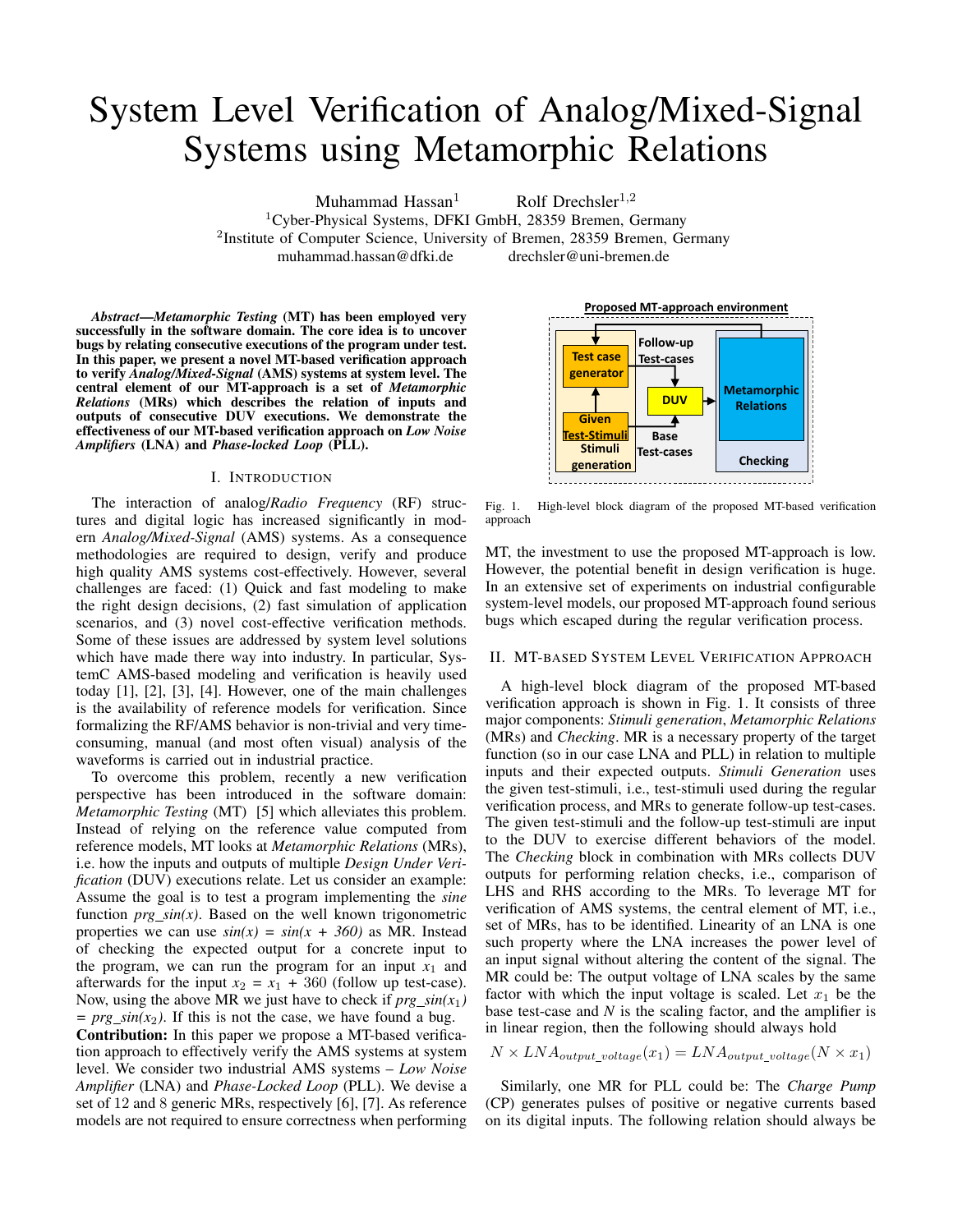# System Level Verification of Analog/Mixed-Signal Systems using Metamorphic Relations

Muhammad Hassan[1] Rolf Drechsler[1,2]

[1]Cyber-Physical Systems, DFKI GmbH, 28359 Bremen, Germany
[2]Institute of Computer Science, University of Bremen, 28359 Bremen, Germany
muhammad.hassan@dfki.de drechsler@uni-bremen.de

***Abstract*—*Metamorphic Testing* (MT) has been employed very successfully in the software domain. The core idea is to uncover bugs by relating consecutive executions of the program under test. In this paper, we present a novel MT-based verification approach to verify *Analog/Mixed-Signal* (AMS) systems at system level. The central element of our MT-approach is a set of *Metamorphic Relations* (MRs) which describes the relation of inputs and outputs of consecutive DUV executions. We demonstrate the effectiveness of our MT-based verification approach on *Low Noise Amplifiers* (LNA) and *Phase-locked Loop* (PLL).**

## I. Introduction

The interaction of analog/*Radio Frequency* (RF) structures and digital logic has increased significantly in modern *Analog/Mixed-Signal* (AMS) systems. As a consequence methodologies are required to design, verify and produce high quality AMS systems cost-effectively. However, several challenges are faced: (1) Quick and fast modeling to make the right design decisions, (2) fast simulation of application scenarios, and (3) novel cost-effective verification methods. Some of these issues are addressed by system level solutions which have made there way into industry. In particular, SystemC AMS-based modeling and verification is heavily used today [1], [2], [3], [4]. However, one of the main challenges is the availability of reference models for verification. Since formalizing the RF/AMS behavior is non-trivial and very time-consuming, manual (and most often visual) analysis of the waveforms is carried out in industrial practice.

To overcome this problem, recently a new verification perspective has been introduced in the software domain: *Metamorphic Testing* (MT) [5] which alleviates this problem. Instead of relying on the reference value computed from reference models, MT looks at *Metamorphic Relations* (MRs), i.e. how the inputs and outputs of multiple *Design Under Verification* (DUV) executions relate. Let us consider an example: Assume the goal is to test a program implementing the *sine* function *prg_sin(x)*. Based on the well known trigonometric properties we can use *sin(x) = sin(x + 360)* as MR. Instead of checking the expected output for a concrete input to the program, we can run the program for an input $x_1$ and afterwards for the input $x_2 = x_1 + 360$ (follow up test-case). Now, using the above MR we just have to check if *prg_sin*($x_1$) = *prg_sin*($x_2$). If this is not the case, we have found a bug.

**Contribution:** In this paper we propose a MT-based verification approach to effectively verify the AMS systems at system level. We consider two industrial AMS systems – *Low Noise Amplifier* (LNA) and *Phase-Locked Loop* (PLL). We devise a set of 12 and 8 generic MRs, respectively [6], [7]. As reference models are not required to ensure correctness when performing MT, the investment to use the proposed MT-approach is low. However, the potential benefit in design verification is huge. In an extensive set of experiments on industrial configurable system-level models, our proposed MT-approach found serious bugs which escaped during the regular verification process.

Fig. 1. High-level block diagram of the proposed MT-based verification approach

## II. MT-based System Level Verification Approach

A high-level block diagram of the proposed MT-based verification approach is shown in Fig. 1. It consists of three major components: *Stimuli generation*, *Metamorphic Relations* (MRs) and *Checking*. MR is a necessary property of the target function (so in our case LNA and PLL) in relation to multiple inputs and their expected outputs. *Stimuli Generation* uses the given test-stimuli, i.e., test-stimuli used during the regular verification process, and MRs to generate follow-up test-cases. The given test-stimuli and the follow-up test-stimuli are input to the DUV to exercise different behaviors of the model. The *Checking* block in combination with MRs collects DUV outputs for performing relation checks, i.e., comparison of LHS and RHS according to the MRs. To leverage MT for verification of AMS systems, the central element of MT, i.e., set of MRs, has to be identified. Linearity of an LNA is one such property where the LNA increases the power level of an input signal without altering the content of the signal. The MR could be: The output voltage of LNA scales by the same factor with which the input voltage is scaled. Let $x_1$ be the base test-case and $N$ is the scaling factor, and the amplifier is in linear region, then the following should always hold

$$N \times LNA_{output\_voltage}(x_1) = LNA_{output\_voltage}(N \times x_1)$$

Similarly, one MR for PLL could be: The *Charge Pump* (CP) generates pulses of positive or negative currents based on its digital inputs. The following relation should always be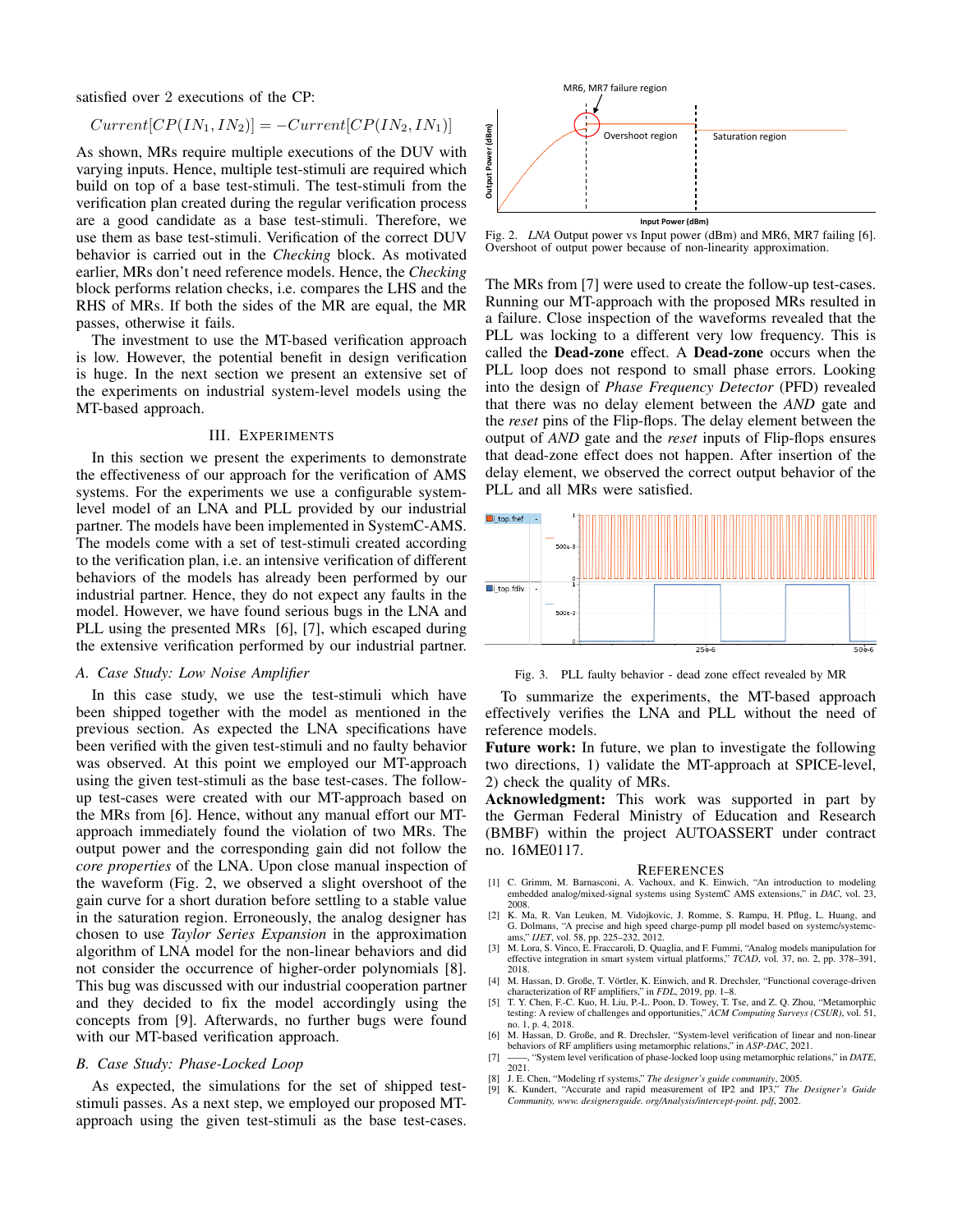satisfied over 2 executions of the CP:

$$Current[CP(IN_1, IN_2)] = -Current[CP(IN_2, IN_1)]$$

As shown, MRs require multiple executions of the DUV with varying inputs. Hence, multiple test-stimuli are required which build on top of a base test-stimuli. The test-stimuli from the verification plan created during the regular verification process are a good candidate as a base test-stimuli. Therefore, we use them as base test-stimuli. Verification of the correct DUV behavior is carried out in the *Checking* block. As motivated earlier, MRs don't need reference models. Hence, the *Checking* block performs relation checks, i.e. compares the LHS and the RHS of MRs. If both the sides of the MR are equal, the MR passes, otherwise it fails.

The investment to use the MT-based verification approach is low. However, the potential benefit in design verification is huge. In the next section we present an extensive set of the experiments on industrial system-level models using the MT-based approach.

## III. Experiments

In this section we present the experiments to demonstrate the effectiveness of our approach for the verification of AMS systems. For the experiments we use a configurable system-level model of an LNA and PLL provided by our industrial partner. The models have been implemented in SystemC-AMS. The models come with a set of test-stimuli created according to the verification plan, i.e. an intensive verification of different behaviors of the models has already been performed by our industrial partner. Hence, they do not expect any faults in the model. However, we have found serious bugs in the LNA and PLL using the presented MRs [6], [7], which escaped during the extensive verification performed by our industrial partner.

### A. Case Study: Low Noise Amplifier

In this case study, we use the test-stimuli which have been shipped together with the model as mentioned in the previous section. As expected the LNA specifications have been verified with the given test-stimuli and no faulty behavior was observed. At this point we employed our MT-approach using the given test-stimuli as the base test-cases. The follow-up test-cases were created with our MT-approach based on the MRs from [6]. Hence, without any manual effort our MT-approach immediately found the violation of two MRs. The output power and the corresponding gain did not follow the *core properties* of the LNA. Upon close manual inspection of the waveform (Fig. 2, we observed a slight overshoot of the gain curve for a short duration before settling to a stable value in the saturation region. Erroneously, the analog designer has chosen to use *Taylor Series Expansion* in the approximation algorithm of LNA model for the non-linear behaviors and did not consider the occurrence of higher-order polynomials [8]. This bug was discussed with our industrial cooperation partner and they decided to fix the model accordingly using the concepts from [9]. Afterwards, no further bugs were found with our MT-based verification approach.

### B. Case Study: Phase-Locked Loop

As expected, the simulations for the set of shipped test-stimuli passes. As a next step, we employed our proposed MT-approach using the given test-stimuli as the base test-cases.

MR6, MR7 failure region

Overshoot region

Saturation region

Output Power (dBm)

Input Power (dBm)

Fig. 2. *LNA* Output power vs Input power (dBm) and MR6, MR7 failing [6]. Overshoot of output power because of non-linearity approximation.

The MRs from [7] were used to create the follow-up test-cases. Running our MT-approach with the proposed MRs resulted in a failure. Close inspection of the waveforms revealed that the PLL was locking to a different very low frequency. This is called the **Dead-zone** effect. A **Dead-zone** occurs when the PLL loop does not respond to small phase errors. Looking into the design of *Phase Frequency Detector* (PFD) revealed that there was no delay element between the *AND* gate and the *reset* pins of the Flip-flops. The delay element between the output of *AND* gate and the *reset* inputs of Flip-flops ensures that dead-zone effect does not happen. After insertion of the delay element, we observed the correct output behavior of the PLL and all MRs were satisfied.

i_top.fref

i_top.fdiv

1

500e-3

0

25e-6

50e-6

Fig. 3. PLL faulty behavior - dead zone effect revealed by MR

To summarize the experiments, the MT-based approach effectively verifies the LNA and PLL without the need of reference models.

**Future work:** In future, we plan to investigate the following two directions, 1) validate the MT-approach at SPICE-level, 2) check the quality of MRs.

**Acknowledgment:** This work was supported in part by the German Federal Ministry of Education and Research (BMBF) within the project AUTOASSERT under contract no. 16ME0117.

## References

[1] C. Grimm, M. Barnasconi, A. Vachoux, and K. Einwich, "An introduction to modeling embedded analog/mixed-signal systems using SystemC AMS extensions," in *DAC*, vol. 23, 2008.

[2] K. Ma, R. Van Leuken, M. Vidojkovic, J. Romme, S. Rampu, H. Pflug, L. Huang, and G. Dolmans, "A precise and high speed charge-pump pll model based on systemc/systemc-ams," *IJET*, vol. 58, pp. 225–232, 2012.

[3] M. Lora, S. Vinco, E. Fraccaroli, D. Quaglia, and F. Fummi, "Analog models manipulation for effective integration in smart system virtual platforms," *TCAD*, vol. 37, no. 2, pp. 378–391, 2018.

[4] M. Hassan, D. Große, T. Vörtler, K. Einwich, and R. Drechsler, "Functional coverage-driven characterization of RF amplifiers," in *FDL*, 2019, pp. 1–8.

[5] T. Y. Chen, F.-C. Kuo, H. Liu, P.-L. Poon, D. Towey, T. Tse, and Z. Q. Zhou, "Metamorphic testing: A review of challenges and opportunities," *ACM Computing Surveys (CSUR)*, vol. 51, no. 1, p. 4, 2018.

[6] M. Hassan, D. Große, and R. Drechsler, "System-level verification of linear and non-linear behaviors of RF amplifiers using metamorphic relations," in *ASP-DAC*, 2021.

[7] ——, "System level verification of phase-locked loop using metamorphic relations," in *DATE*, 2021.

[8] J. E. Chen, "Modeling rf systems," *The designer's guide community*, 2005.

[9] K. Kundert, "Accurate and rapid measurement of IP2 and IP3," *The Designer's Guide Community, www. designersguide. org/Analysis/intercept-point. pdf*, 2002.